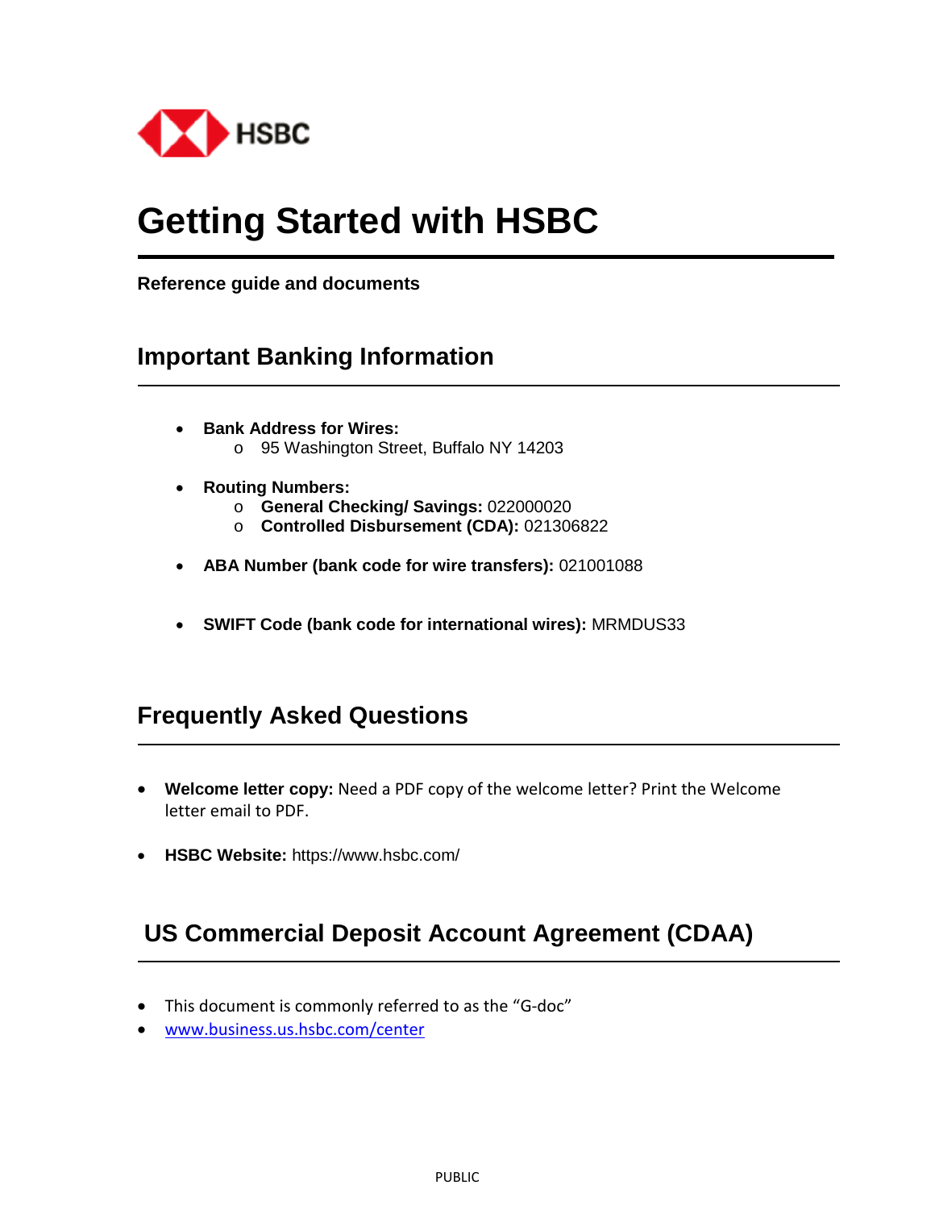HSBC

# Getting Started with HSBC

**Reference guide and documents**

## Important Banking Information

- **Bank Address for Wires:**
  - 95 Washington Street, Buffalo NY 14203
- **Routing Numbers:**
  - **General Checking/ Savings:** 022000020
  - **Controlled Disbursement (CDA):** 021306822
- **ABA Number (bank code for wire transfers):** 021001088
- **SWIFT Code (bank code for international wires):** MRMDUS33

## Frequently Asked Questions

- **Welcome letter copy:** Need a PDF copy of the welcome letter? Print the Welcome letter email to PDF.
- **HSBC Website:** https://www.hsbc.com/

## US Commercial Deposit Account Agreement (CDAA)

- This document is commonly referred to as the "G-doc"
- [www.business.us.hsbc.com/center](www.business.us.hsbc.com/center)

PUBLIC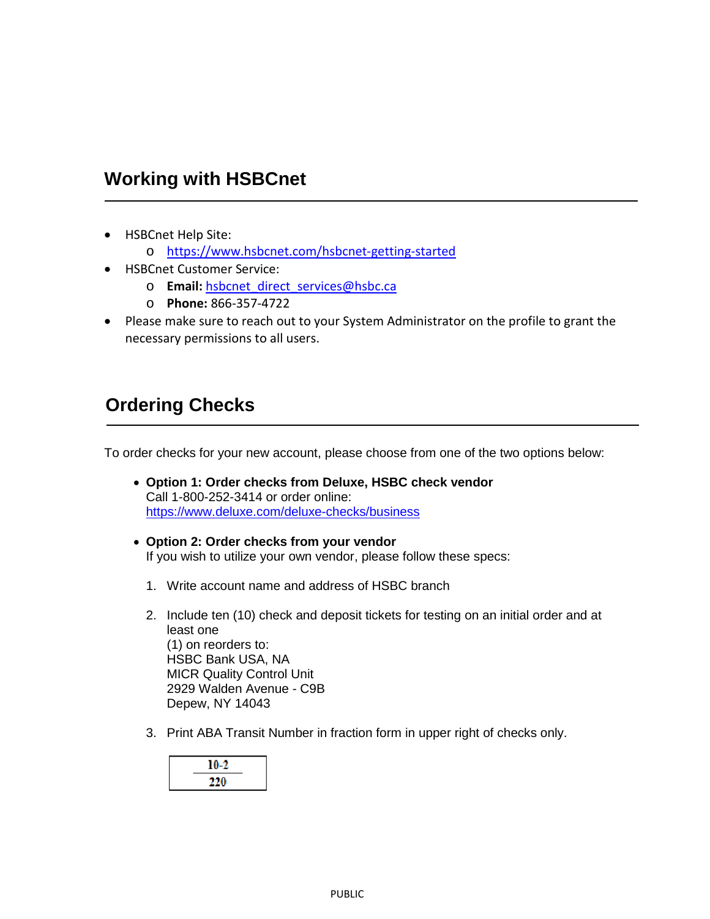## Working with HSBCnet

- HSBCnet Help Site:
  - https://www.hsbcnet.com/hsbcnet-getting-started
- HSBCnet Customer Service:
  - **Email:** hsbcnet_direct_services@hsbc.ca
  - **Phone:** 866-357-4722
- Please make sure to reach out to your System Administrator on the profile to grant the necessary permissions to all users.

## Ordering Checks

To order checks for your new account, please choose from one of the two options below:

- **Option 1: Order checks from Deluxe, HSBC check vendor**
  Call 1-800-252-3414 or order online:
  https://www.deluxe.com/deluxe-checks/business

- **Option 2: Order checks from your vendor**
  If you wish to utilize your own vendor, please follow these specs:

  1. Write account name and address of HSBC branch

  2. Include ten (10) check and deposit tickets for testing on an initial order and at least one
     (1) on reorders to:
     HSBC Bank USA, NA
     MICR Quality Control Unit
     2929 Walden Avenue - C9B
     Depew, NY 14043

  3. Print ABA Transit Number in fraction form in upper right of checks only.

$$\frac{10\text{-}2}{220}$$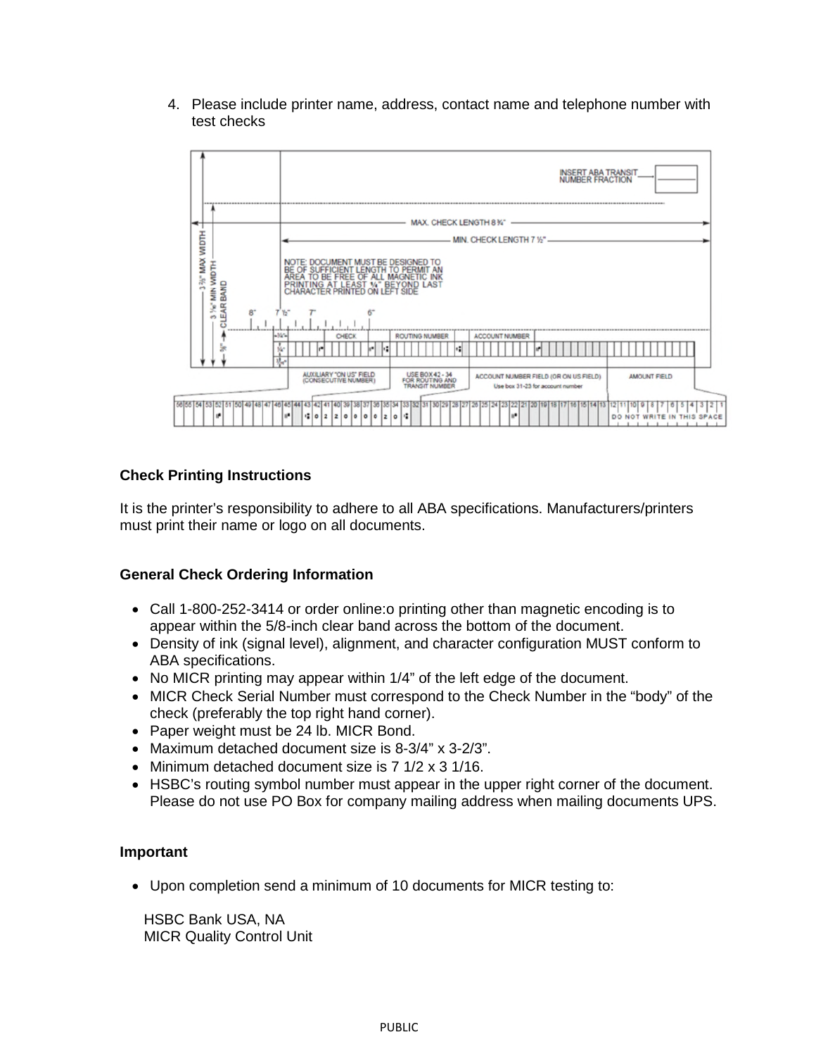4. Please include printer name, address, contact name and telephone number with test checks

### Check Printing Instructions

It is the printer's responsibility to adhere to all ABA specifications. Manufacturers/printers must print their name or logo on all documents.

### General Check Ordering Information

- Call 1-800-252-3414 or order online:o printing other than magnetic encoding is to appear within the 5/8-inch clear band across the bottom of the document.
- Density of ink (signal level), alignment, and character configuration MUST conform to ABA specifications.
- No MICR printing may appear within 1/4" of the left edge of the document.
- MICR Check Serial Number must correspond to the Check Number in the "body" of the check (preferably the top right hand corner).
- Paper weight must be 24 lb. MICR Bond.
- Maximum detached document size is 8-3/4" x 3-2/3".
- Minimum detached document size is 7 1/2 x 3 1/16.
- HSBC's routing symbol number must appear in the upper right corner of the document. Please do not use PO Box for company mailing address when mailing documents UPS.

### Important

- Upon completion send a minimum of 10 documents for MICR testing to:

HSBC Bank USA, NA
MICR Quality Control Unit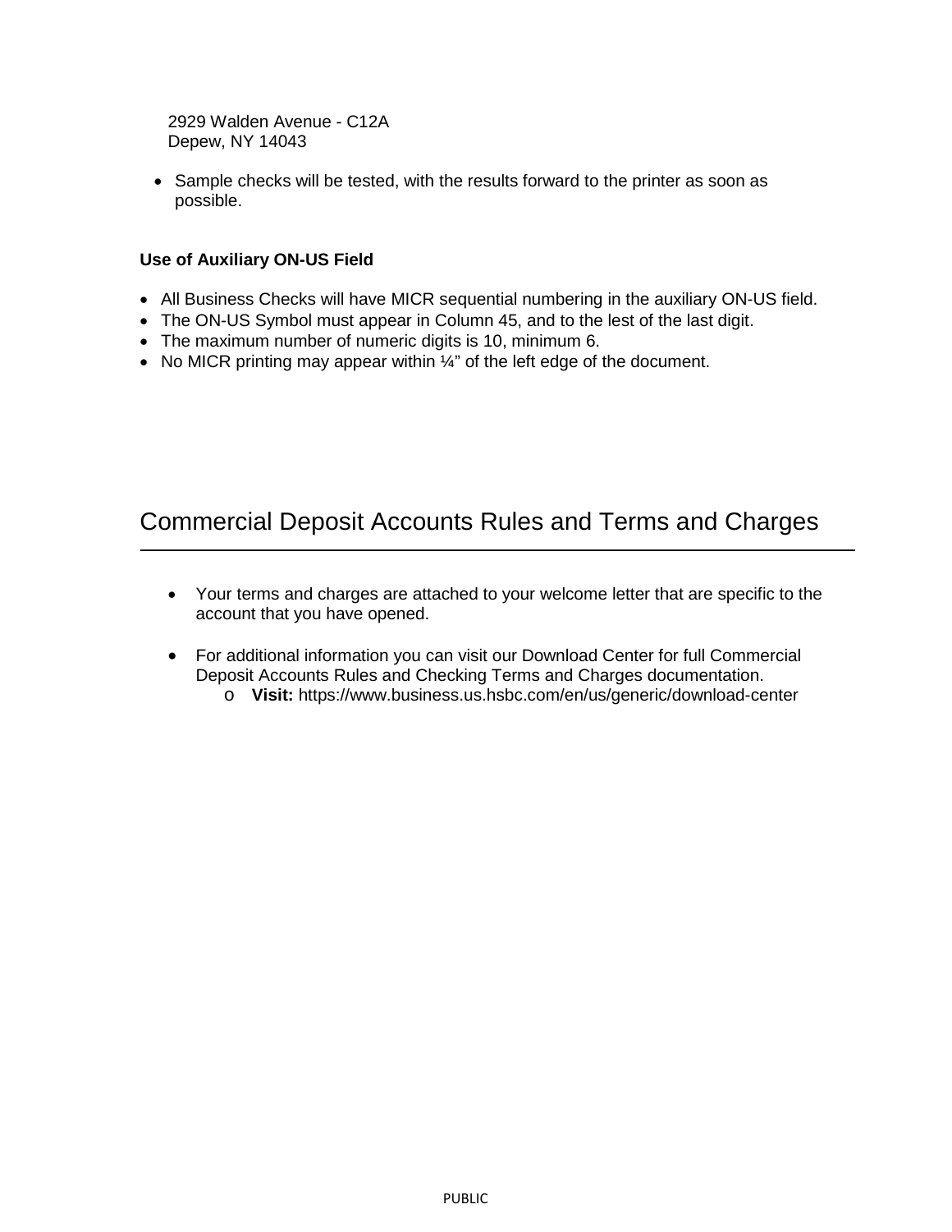2929 Walden Avenue - C12A
Depew, NY 14043

- Sample checks will be tested, with the results forward to the printer as soon as possible.

**Use of Auxiliary ON-US Field**

- All Business Checks will have MICR sequential numbering in the auxiliary ON-US field.
- The ON-US Symbol must appear in Column 45, and to the lest of the last digit.
- The maximum number of numeric digits is 10, minimum 6.
- No MICR printing may appear within ¼" of the left edge of the document.

## Commercial Deposit Accounts Rules and Terms and Charges

- Your terms and charges are attached to your welcome letter that are specific to the account that you have opened.

- For additional information you can visit our Download Center for full Commercial Deposit Accounts Rules and Checking Terms and Charges documentation.
  - **Visit:** https://www.business.us.hsbc.com/en/us/generic/download-center